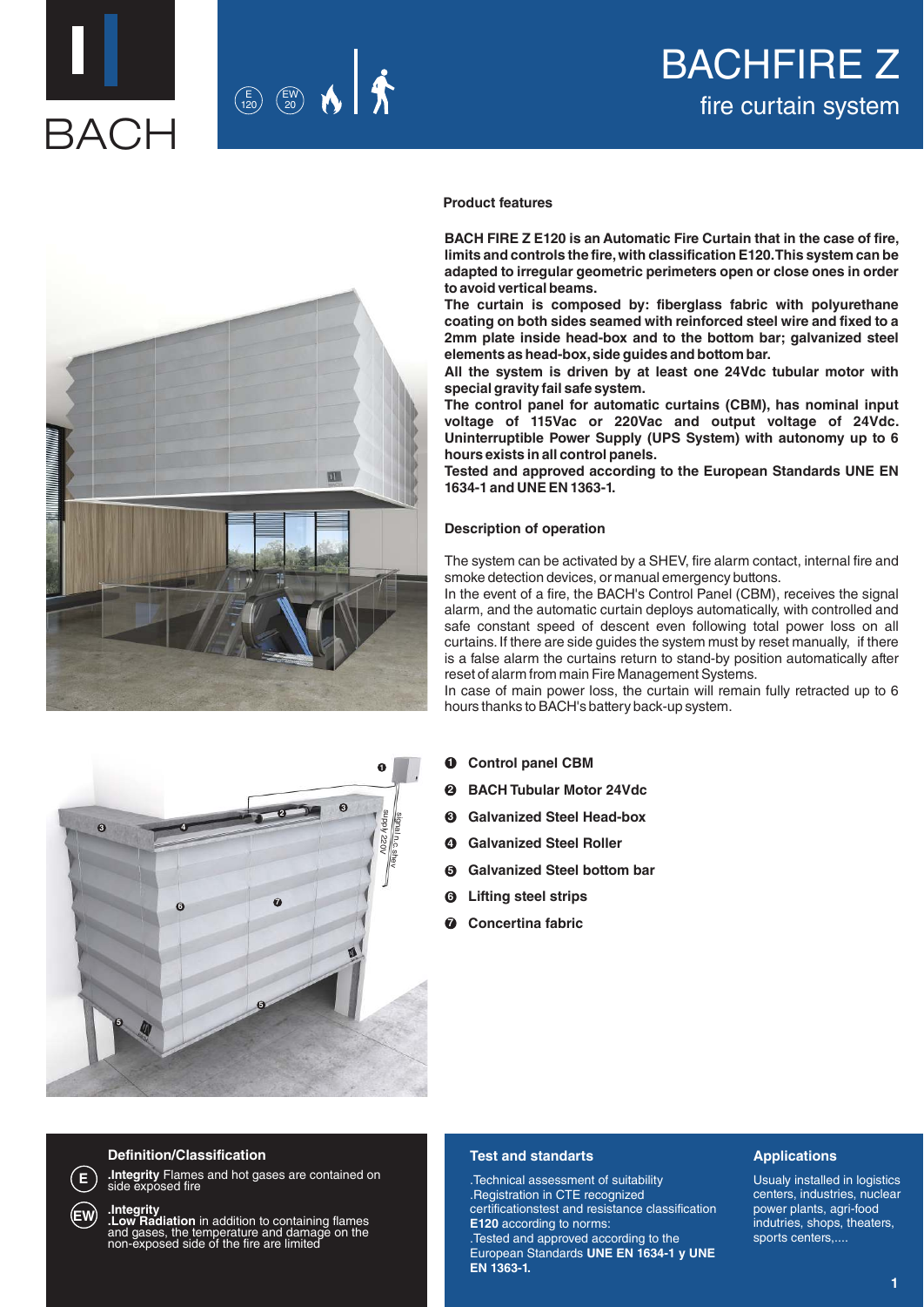BACH

E 120 EW 20

# BACHFIRE Z

## fire curtain system

### Product features

**BACH FIRE Z E120 is an Automatic Fire Curtain that in the case of fire, limits and controls the fire, with classification E120. This system can be adapted to irregular geometric perimeters open or close ones in order to avoid vertical beams.**
**The curtain is composed by: fiberglass fabric with polyurethane coating on both sides seamed with reinforced steel wire and fixed to a 2mm plate inside head-box and to the bottom bar; galvanized steel elements as head-box, side guides and bottom bar.**
**All the system is driven by at least one 24Vdc tubular motor with special gravity fail safe system.**
**The control panel for automatic curtains (CBM), has nominal input voltage of 115Vac or 220Vac and output voltage of 24Vdc. Uninterruptible Power Supply (UPS System) with autonomy up to 6 hours exists in all control panels.**
**Tested and approved according to the European Standards UNE EN 1634-1 and UNE EN 1363-1.**

### Description of operation

The system can be activated by a SHEV, fire alarm contact, internal fire and smoke detection devices, or manual emergency buttons.
In the event of a fire, the BACH's Control Panel (CBM), receives the signal alarm, and the automatic curtain deploys automatically, with controlled and safe constant speed of descent even following total power loss on all curtains. If there are side guides the system must by reset manually, if there is a false alarm the curtains return to stand-by position automatically after reset of alarm from main Fire Management Systems.
In case of main power loss, the curtain will remain fully retracted up to 6 hours thanks to BACH's battery back-up system.

1. **Control panel CBM**
2. **BACH Tubular Motor 24Vdc**
3. **Galvanized Steel Head-box**
4. **Galvanized Steel Roller**
5. **Galvanized Steel bottom bar**
6. **Lifting steel strips**
7. **Concertina fabric**

### Definition/Classification

**E** — **.Integrity** Flames and hot gases are contained on side exposed fire

**EW** — **.Integrity**
**.Low Radiation** in addition to containing flames and gases, the temperature and damage on the non-exposed side of the fire are limited

### Test and standards

.Technical assessment of suitability
.Registration in CTE recognized certificationstest and resistance classification **E120** according to norms:
.Tested and approved according to the European Standards **UNE EN 1634-1 y UNE EN 1363-1.**

### Applications

Usualy installed in logistics centers, industries, nuclear power plants, agri-food indutries, shops, theaters, sports centers,....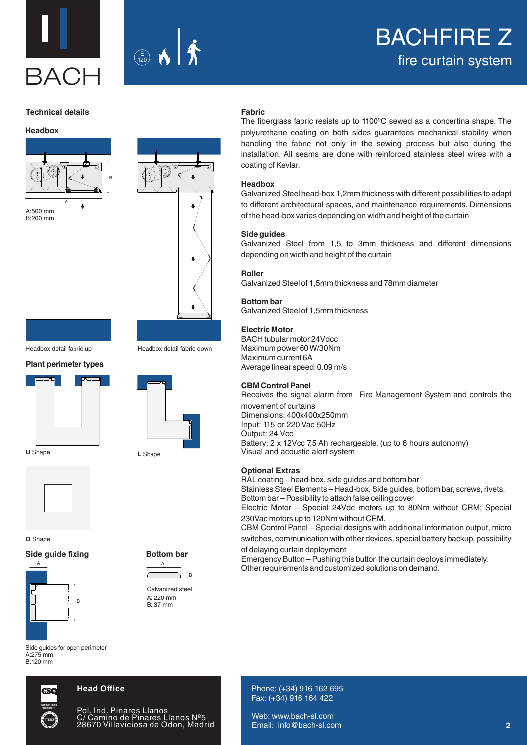BACH

E 120

# BACHFIRE Z

fire curtain system

## Technical details

### Headbox

B

A

A:500 mm
B:200 mm

Headbox detail fabric up

Headbox detail fabric down

### Plant perimeter types

**U** Shape

**L** Shape

**O** Shape

### Side guide fixing

A

B

Side guides for open perimeter
A:275 mm
B:120 mm

### Bottom bar

A

B

Galvanized steel
A: 220 mm
B: 37 mm

### Fabric

The fiberglass fabric resists up to 1100ºC sewed as a concertina shape. The polyurethane coating on both sides guarantees mechanical stability when handling the fabric not only in the sewing process but also during the installation. All seams are done with reinforced stainless steel wires with a coating of Kevlar.

### Headbox

Galvanized Steel head-box 1,2mm thickness with different possibilities to adapt to different architectural spaces, and maintenance requirements. Dimensions of the head-box varies depending on width and height of the curtain

### Side guides

Galvanized Steel from 1,5 to 3mm thickness and different dimensions depending on width and height of the curtain

### Roller

Galvanized Steel of 1,5mm thickness and 78mm diameter

### Bottom bar

Galvanized Steel of 1,5mm thickness

### Electric Motor

BACH tubular motor 24Vdcc
Maximum power 60 W/30Nm
Maximum current 6A
Average linear speed: 0.09 m/s

### CBM Control Panel

Receives the signal alarm from Fire Management System and controls the movement of curtains
Dimensions: 400x400x250mm
Input: 115 or 220 Vac 50Hz
Output: 24 Vcc
Battery: 2 x 12Vcc 7,5 Ah rechargeable. (up to 6 hours autonomy)
Visual and acoustic alert system

### Optional Extras

RAL coating – head-box, side guides and bottom bar
Stainless Steel Elements – Head-box, Side guides, bottom bar, screws, rivets.
Bottom bar – Possibility to attach false ceiling cover
Electric Motor – Special 24Vdc motors up to 80Nm without CRM; Special 230Vac motors up to 120Nm without CRM.
CBM Control Panel – Special designs with additional information output, micro switches, communication with other devices, special battery backup, possibility of delaying curtain deployment
Emergency Button – Pushing this button the curtain deploys immediately.
Other requirements and customized solutions on demand.

**Head Office**

Pol. Ind. Pinares Llanos
C/ Camino de Pinares Llanos Nº5
28670 Villaviciosa de Odon, Madrid

Phone: (+34) 916 162 695
Fax: (+34) 916 164 422

Web: www.bach-sl.com
Email: info@bach-sl.com